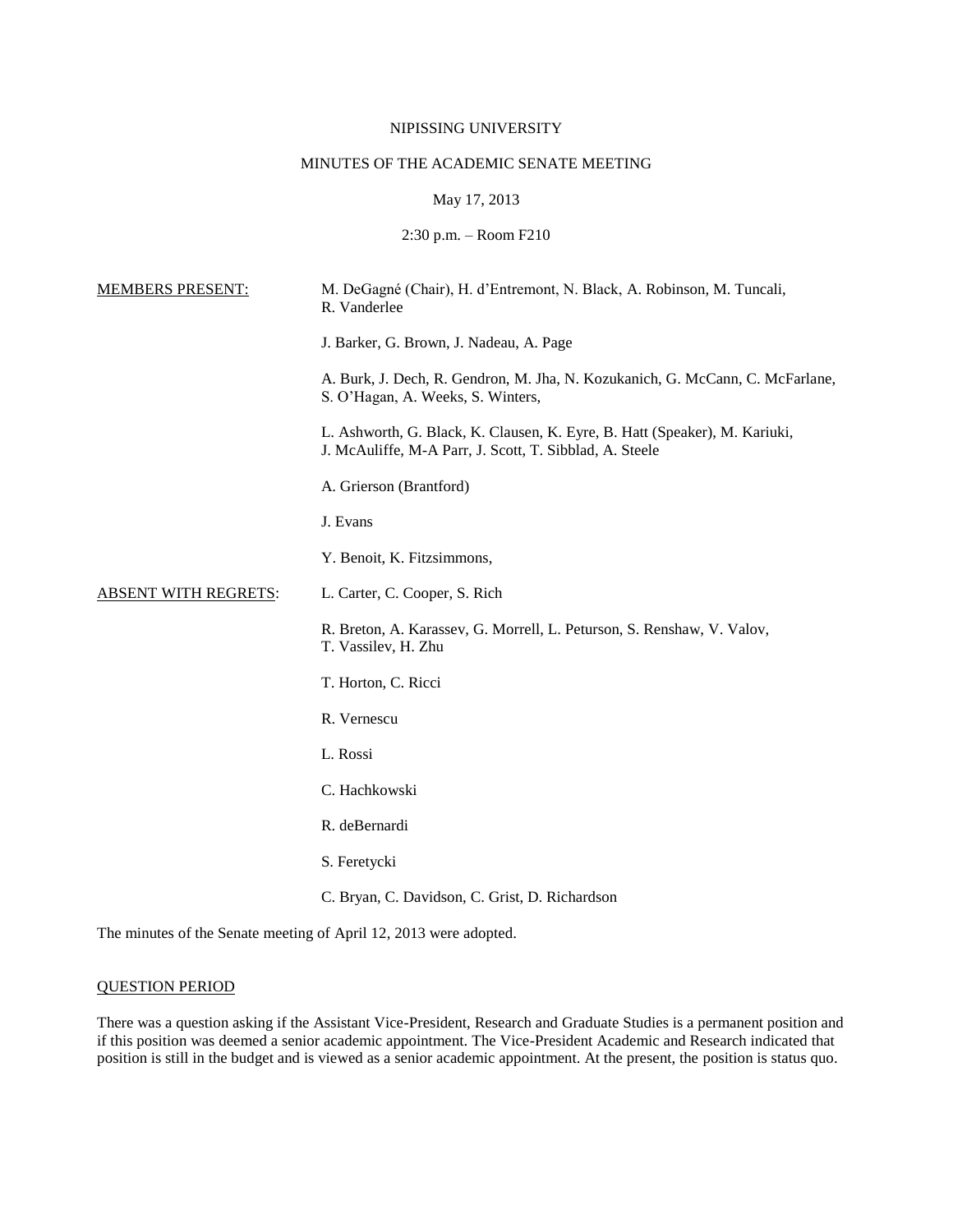NIPISSING UNIVERSITY

MINUTES OF THE ACADEMIC SENATE MEETING

May 17, 2013

2:30 p.m. – Room F210

MEMBERS PRESENT:

M. DeGagné (Chair), H. d'Entremont, N. Black, A. Robinson, M. Tuncali, R. Vanderlee

J. Barker, G. Brown, J. Nadeau, A. Page

A. Burk, J. Dech, R. Gendron, M. Jha, N. Kozukanich, G. McCann, C. McFarlane, S. O'Hagan, A. Weeks, S. Winters,

L. Ashworth, G. Black, K. Clausen, K. Eyre, B. Hatt (Speaker), M. Kariuki, J. McAuliffe, M-A Parr, J. Scott, T. Sibblad, A. Steele

A. Grierson (Brantford)

J. Evans

Y. Benoit, K. Fitzsimmons,

ABSENT WITH REGRETS:

L. Carter, C. Cooper, S. Rich

R. Breton, A. Karassev, G. Morrell, L. Peturson, S. Renshaw, V. Valov, T. Vassilev, H. Zhu

T. Horton, C. Ricci

R. Vernescu

L. Rossi

C. Hachkowski

R. deBernardi

S. Feretycki

C. Bryan, C. Davidson, C. Grist, D. Richardson

The minutes of the Senate meeting of April 12, 2013 were adopted.

## QUESTION PERIOD

There was a question asking if the Assistant Vice-President, Research and Graduate Studies is a permanent position and if this position was deemed a senior academic appointment. The Vice-President Academic and Research indicated that position is still in the budget and is viewed as a senior academic appointment. At the present, the position is status quo.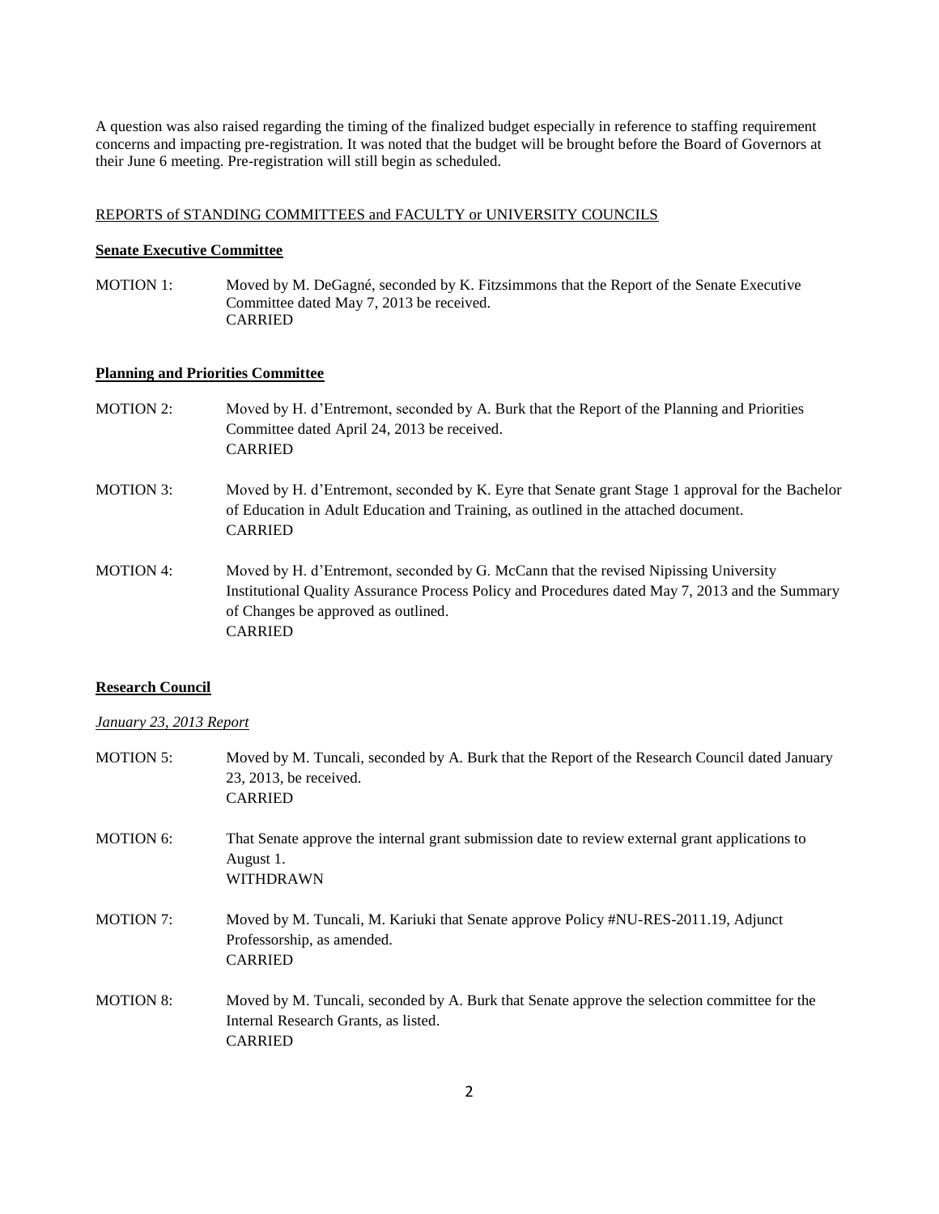A question was also raised regarding the timing of the finalized budget especially in reference to staffing requirement concerns and impacting pre-registration. It was noted that the budget will be brought before the Board of Governors at their June 6 meeting. Pre-registration will still begin as scheduled.

REPORTS of STANDING COMMITTEES and FACULTY or UNIVERSITY COUNCILS

**Senate Executive Committee**

MOTION 1: Moved by M. DeGagné, seconded by K. Fitzsimmons that the Report of the Senate Executive Committee dated May 7, 2013 be received.
CARRIED

**Planning and Priorities Committee**

MOTION 2: Moved by H. d'Entremont, seconded by A. Burk that the Report of the Planning and Priorities Committee dated April 24, 2013 be received.
CARRIED

MOTION 3: Moved by H. d'Entremont, seconded by K. Eyre that Senate grant Stage 1 approval for the Bachelor of Education in Adult Education and Training, as outlined in the attached document.
CARRIED

MOTION 4: Moved by H. d'Entremont, seconded by G. McCann that the revised Nipissing University Institutional Quality Assurance Process Policy and Procedures dated May 7, 2013 and the Summary of Changes be approved as outlined.
CARRIED

**Research Council**

*January 23, 2013 Report*

MOTION 5: Moved by M. Tuncali, seconded by A. Burk that the Report of the Research Council dated January 23, 2013, be received.
CARRIED

MOTION 6: That Senate approve the internal grant submission date to review external grant applications to August 1.
WITHDRAWN

MOTION 7: Moved by M. Tuncali, M. Kariuki that Senate approve Policy #NU-RES-2011.19, Adjunct Professorship, as amended.
CARRIED

MOTION 8: Moved by M. Tuncali, seconded by A. Burk that Senate approve the selection committee for the Internal Research Grants, as listed.
CARRIED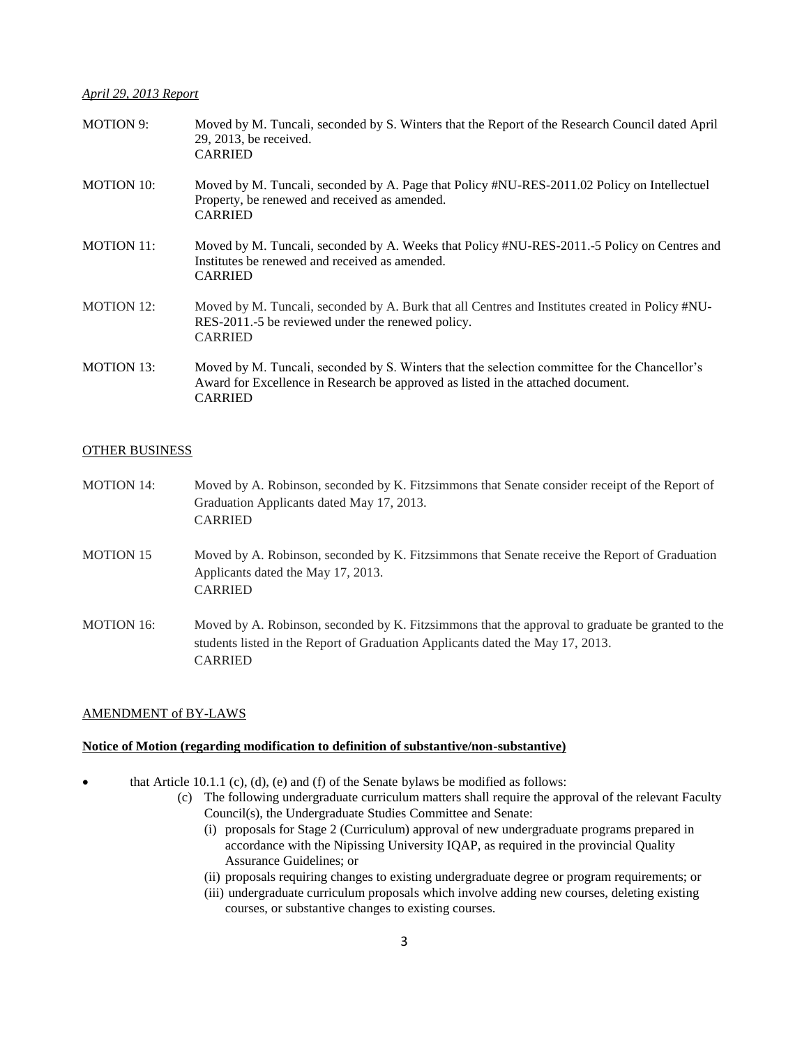*April 29, 2013 Report*

MOTION 9: Moved by M. Tuncali, seconded by S. Winters that the Report of the Research Council dated April 29, 2013, be received.
CARRIED

MOTION 10: Moved by M. Tuncali, seconded by A. Page that Policy #NU-RES-2011.02 Policy on Intellectuel Property, be renewed and received as amended.
CARRIED

MOTION 11: Moved by M. Tuncali, seconded by A. Weeks that Policy #NU-RES-2011.-5 Policy on Centres and Institutes be renewed and received as amended.
CARRIED

MOTION 12: Moved by M. Tuncali, seconded by A. Burk that all Centres and Institutes created in Policy #NU-RES-2011.-5 be reviewed under the renewed policy.
CARRIED

MOTION 13: Moved by M. Tuncali, seconded by S. Winters that the selection committee for the Chancellor's Award for Excellence in Research be approved as listed in the attached document.
CARRIED

OTHER BUSINESS

MOTION 14: Moved by A. Robinson, seconded by K. Fitzsimmons that Senate consider receipt of the Report of Graduation Applicants dated May 17, 2013.
CARRIED

MOTION 15 Moved by A. Robinson, seconded by K. Fitzsimmons that Senate receive the Report of Graduation Applicants dated the May 17, 2013.
CARRIED

MOTION 16: Moved by A. Robinson, seconded by K. Fitzsimmons that the approval to graduate be granted to the students listed in the Report of Graduation Applicants dated the May 17, 2013.
CARRIED

AMENDMENT of BY-LAWS

**Notice of Motion (regarding modification to definition of substantive/non-substantive)**

- that Article 10.1.1 (c), (d), (e) and (f) of the Senate bylaws be modified as follows:
  - (c) The following undergraduate curriculum matters shall require the approval of the relevant Faculty Council(s), the Undergraduate Studies Committee and Senate:
    - (i) proposals for Stage 2 (Curriculum) approval of new undergraduate programs prepared in accordance with the Nipissing University IQAP, as required in the provincial Quality Assurance Guidelines; or
    - (ii) proposals requiring changes to existing undergraduate degree or program requirements; or
    - (iii) undergraduate curriculum proposals which involve adding new courses, deleting existing courses, or substantive changes to existing courses.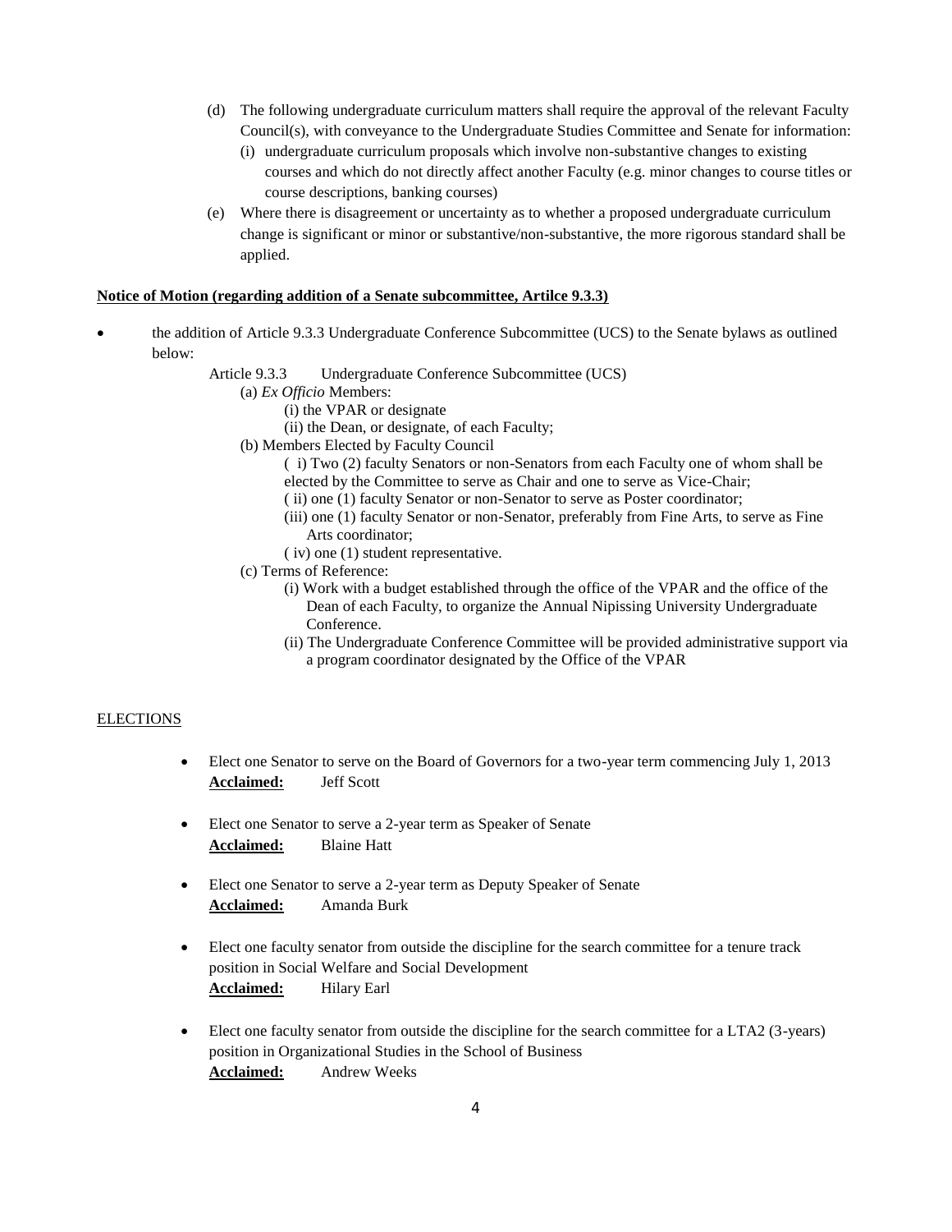(d) The following undergraduate curriculum matters shall require the approval of the relevant Faculty Council(s), with conveyance to the Undergraduate Studies Committee and Senate for information:

   (i) undergraduate curriculum proposals which involve non-substantive changes to existing courses and which do not directly affect another Faculty (e.g. minor changes to course titles or course descriptions, banking courses)

(e) Where there is disagreement or uncertainty as to whether a proposed undergraduate curriculum change is significant or minor or substantive/non-substantive, the more rigorous standard shall be applied.

**Notice of Motion (regarding addition of a Senate subcommittee, Artilce 9.3.3)**

- the addition of Article 9.3.3 Undergraduate Conference Subcommittee (UCS) to the Senate bylaws as outlined below:

  Article 9.3.3 Undergraduate Conference Subcommittee (UCS)

  (a) *Ex Officio* Members:
  - (i) the VPAR or designate
  - (ii) the Dean, or designate, of each Faculty;

  (b) Members Elected by Faculty Council
  - ( i) Two (2) faculty Senators or non-Senators from each Faculty one of whom shall be elected by the Committee to serve as Chair and one to serve as Vice-Chair;
  - ( ii) one (1) faculty Senator or non-Senator to serve as Poster coordinator;
  - (iii) one (1) faculty Senator or non-Senator, preferably from Fine Arts, to serve as Fine Arts coordinator;
  - ( iv) one (1) student representative.

  (c) Terms of Reference:
  - (i) Work with a budget established through the office of the VPAR and the office of the Dean of each Faculty, to organize the Annual Nipissing University Undergraduate Conference.
  - (ii) The Undergraduate Conference Committee will be provided administrative support via a program coordinator designated by the Office of the VPAR

ELECTIONS

- Elect one Senator to serve on the Board of Governors for a two-year term commencing July 1, 2013
  **Acclaimed:** Jeff Scott

- Elect one Senator to serve a 2-year term as Speaker of Senate
  **Acclaimed:** Blaine Hatt

- Elect one Senator to serve a 2-year term as Deputy Speaker of Senate
  **Acclaimed:** Amanda Burk

- Elect one faculty senator from outside the discipline for the search committee for a tenure track position in Social Welfare and Social Development
  **Acclaimed:** Hilary Earl

- Elect one faculty senator from outside the discipline for the search committee for a LTA2 (3-years) position in Organizational Studies in the School of Business
  **Acclaimed:** Andrew Weeks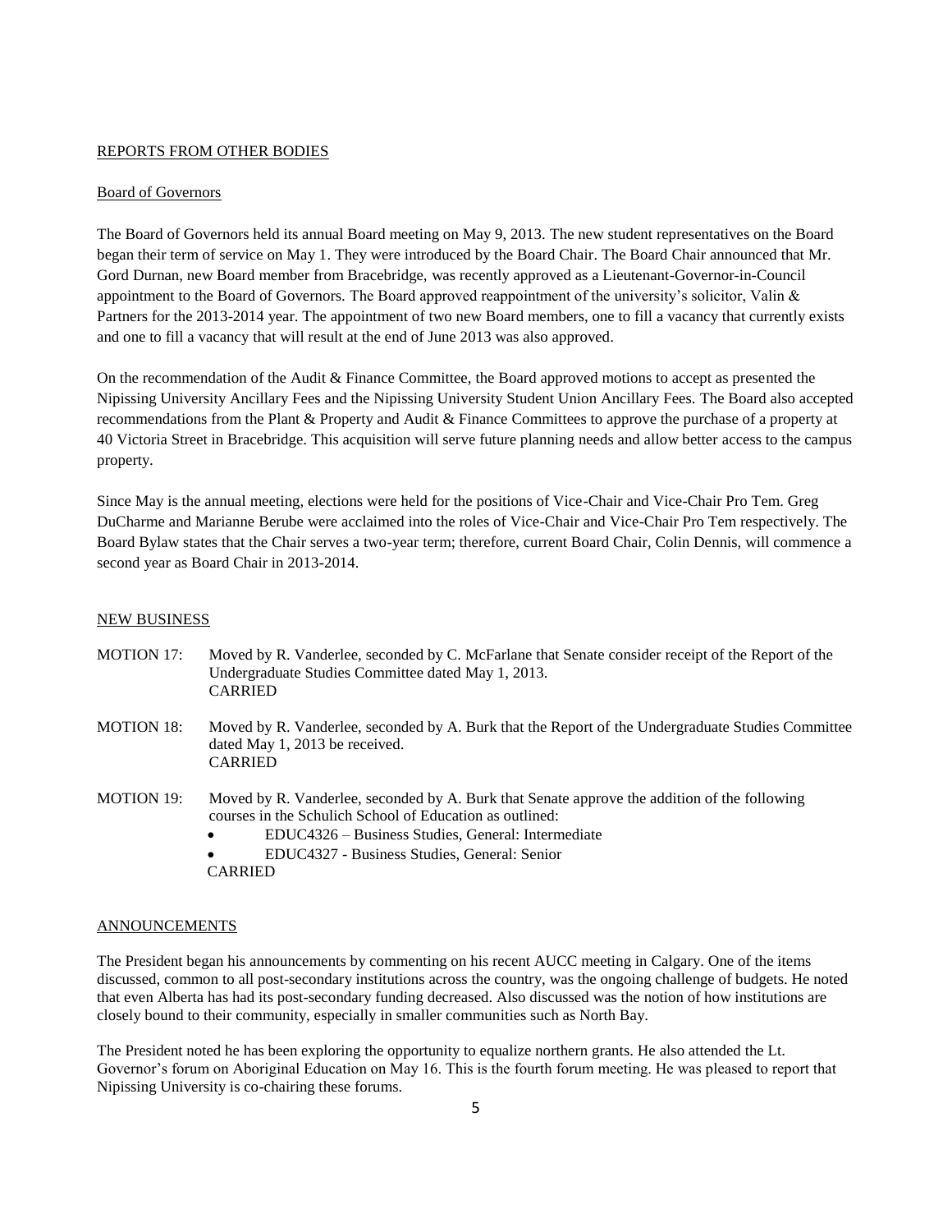## REPORTS FROM OTHER BODIES

### Board of Governors

The Board of Governors held its annual Board meeting on May 9, 2013. The new student representatives on the Board began their term of service on May 1. They were introduced by the Board Chair. The Board Chair announced that Mr. Gord Durnan, new Board member from Bracebridge, was recently approved as a Lieutenant-Governor-in-Council appointment to the Board of Governors. The Board approved reappointment of the university's solicitor, Valin & Partners for the 2013-2014 year. The appointment of two new Board members, one to fill a vacancy that currently exists and one to fill a vacancy that will result at the end of June 2013 was also approved.

On the recommendation of the Audit & Finance Committee, the Board approved motions to accept as presented the Nipissing University Ancillary Fees and the Nipissing University Student Union Ancillary Fees. The Board also accepted recommendations from the Plant & Property and Audit & Finance Committees to approve the purchase of a property at 40 Victoria Street in Bracebridge. This acquisition will serve future planning needs and allow better access to the campus property.

Since May is the annual meeting, elections were held for the positions of Vice-Chair and Vice-Chair Pro Tem. Greg DuCharme and Marianne Berube were acclaimed into the roles of Vice-Chair and Vice-Chair Pro Tem respectively. The Board Bylaw states that the Chair serves a two-year term; therefore, current Board Chair, Colin Dennis, will commence a second year as Board Chair in 2013-2014.

## NEW BUSINESS

MOTION 17: Moved by R. Vanderlee, seconded by C. McFarlane that Senate consider receipt of the Report of the Undergraduate Studies Committee dated May 1, 2013.
CARRIED

MOTION 18: Moved by R. Vanderlee, seconded by A. Burk that the Report of the Undergraduate Studies Committee dated May 1, 2013 be received.
CARRIED

MOTION 19: Moved by R. Vanderlee, seconded by A. Burk that Senate approve the addition of the following courses in the Schulich School of Education as outlined:

- EDUC4326 – Business Studies, General: Intermediate
- EDUC4327 - Business Studies, General: Senior

CARRIED

## ANNOUNCEMENTS

The President began his announcements by commenting on his recent AUCC meeting in Calgary. One of the items discussed, common to all post-secondary institutions across the country, was the ongoing challenge of budgets. He noted that even Alberta has had its post-secondary funding decreased. Also discussed was the notion of how institutions are closely bound to their community, especially in smaller communities such as North Bay.

The President noted he has been exploring the opportunity to equalize northern grants. He also attended the Lt. Governor's forum on Aboriginal Education on May 16. This is the fourth forum meeting. He was pleased to report that Nipissing University is co-chairing these forums.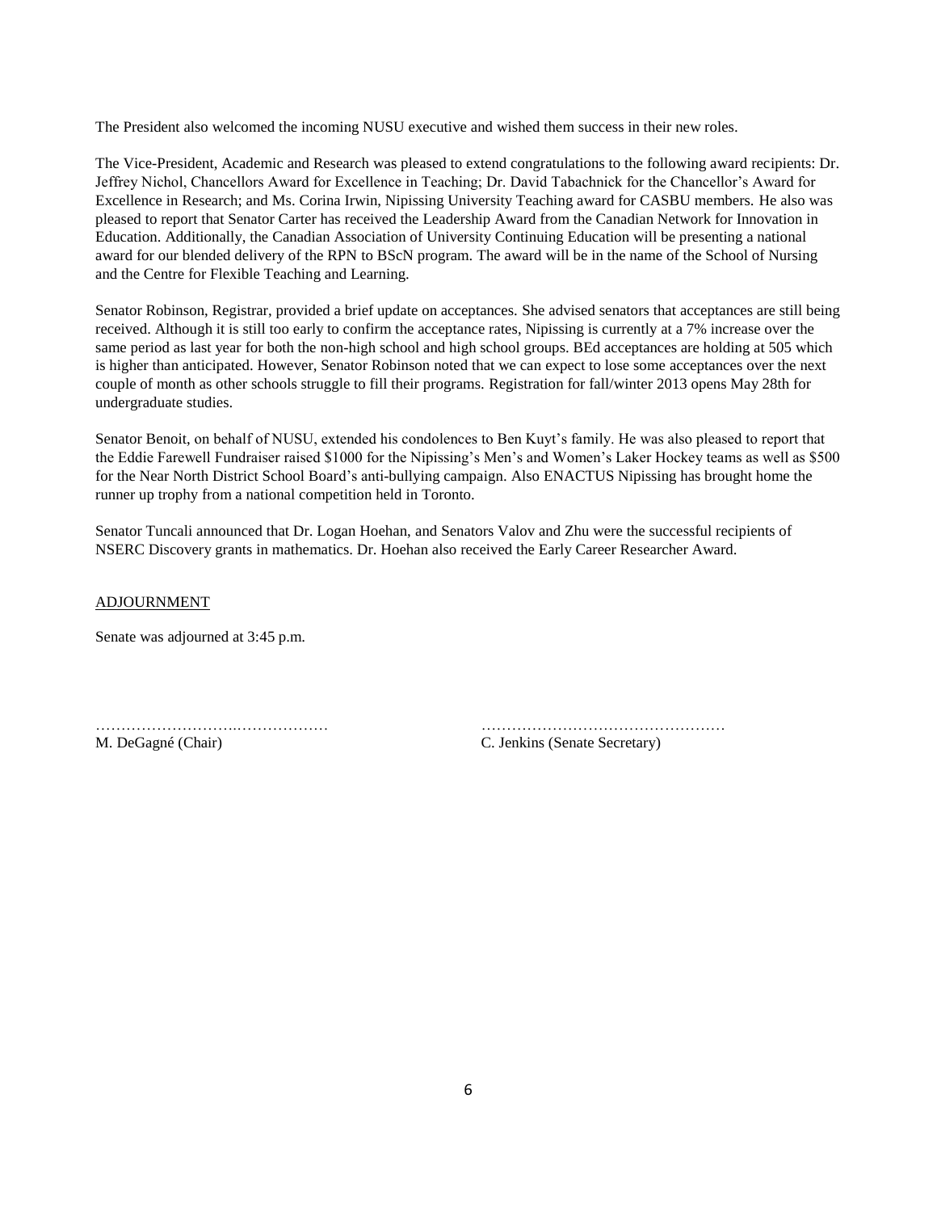The President also welcomed the incoming NUSU executive and wished them success in their new roles.

The Vice-President, Academic and Research was pleased to extend congratulations to the following award recipients: Dr. Jeffrey Nichol, Chancellors Award for Excellence in Teaching; Dr. David Tabachnick for the Chancellor's Award for Excellence in Research; and Ms. Corina Irwin, Nipissing University Teaching award for CASBU members. He also was pleased to report that Senator Carter has received the Leadership Award from the Canadian Network for Innovation in Education. Additionally, the Canadian Association of University Continuing Education will be presenting a national award for our blended delivery of the RPN to BScN program. The award will be in the name of the School of Nursing and the Centre for Flexible Teaching and Learning.

Senator Robinson, Registrar, provided a brief update on acceptances. She advised senators that acceptances are still being received. Although it is still too early to confirm the acceptance rates, Nipissing is currently at a 7% increase over the same period as last year for both the non-high school and high school groups. BEd acceptances are holding at 505 which is higher than anticipated. However, Senator Robinson noted that we can expect to lose some acceptances over the next couple of month as other schools struggle to fill their programs. Registration for fall/winter 2013 opens May 28th for undergraduate studies.

Senator Benoit, on behalf of NUSU, extended his condolences to Ben Kuyt's family. He was also pleased to report that the Eddie Farewell Fundraiser raised $1000 for the Nipissing's Men's and Women's Laker Hockey teams as well as $500 for the Near North District School Board's anti-bullying campaign. Also ENACTUS Nipissing has brought home the runner up trophy from a national competition held in Toronto.

Senator Tuncali announced that Dr. Logan Hoehan, and Senators Valov and Zhu were the successful recipients of NSERC Discovery grants in mathematics. Dr. Hoehan also received the Early Career Researcher Award.

ADJOURNMENT

Senate was adjourned at 3:45 p.m.

……………………….……………… ……………………………………………
M. DeGagné (Chair) C. Jenkins (Senate Secretary)